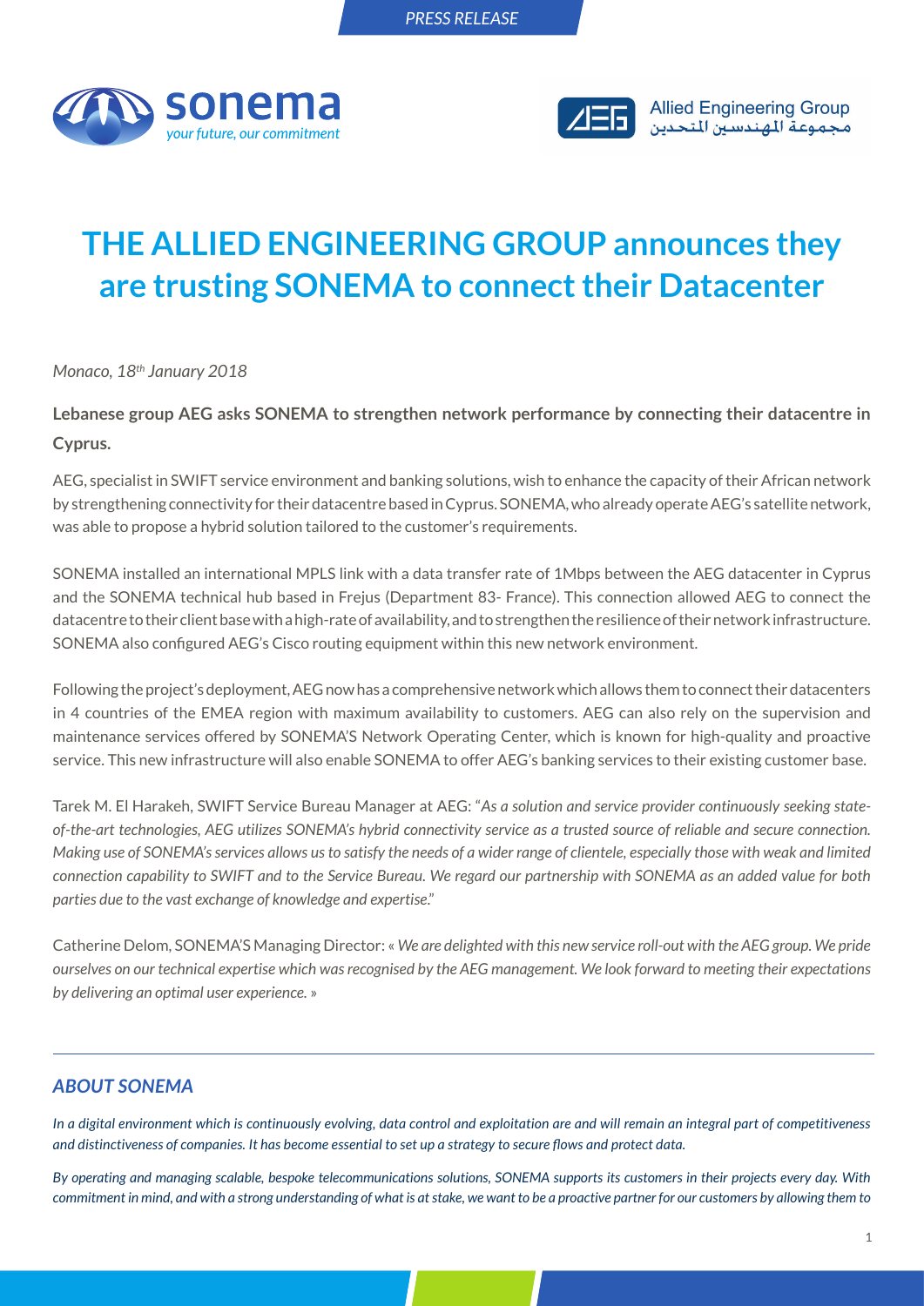PRESS RELEASE

sonema
your future, our commitment

Allied Engineering Group
مجموعة المهندسين المتحدين

# THE ALLIED ENGINEERING GROUP announces they are trusting SONEMA to connect their Datacenter

*Monaco, 18th January 2018*

**Lebanese group AEG asks SONEMA to strengthen network performance by connecting their datacentre in Cyprus.**

AEG, specialist in SWIFT service environment and banking solutions, wish to enhance the capacity of their African network by strengthening connectivity for their datacentre based in Cyprus. SONEMA, who already operate AEG's satellite network, was able to propose a hybrid solution tailored to the customer's requirements.

SONEMA installed an international MPLS link with a data transfer rate of 1Mbps between the AEG datacenter in Cyprus and the SONEMA technical hub based in Frejus (Department 83- France). This connection allowed AEG to connect the datacentre to their client base with a high-rate of availability, and to strengthen the resilience of their network infrastructure. SONEMA also configured AEG's Cisco routing equipment within this new network environment.

Following the project's deployment, AEG now has a comprehensive network which allows them to connect their datacenters in 4 countries of the EMEA region with maximum availability to customers. AEG can also rely on the supervision and maintenance services offered by SONEMA'S Network Operating Center, which is known for high-quality and proactive service. This new infrastructure will also enable SONEMA to offer AEG's banking services to their existing customer base.

Tarek M. El Harakeh, SWIFT Service Bureau Manager at AEG: "*As a solution and service provider continuously seeking state-of-the-art technologies, AEG utilizes SONEMA's hybrid connectivity service as a trusted source of reliable and secure connection. Making use of SONEMA's services allows us to satisfy the needs of a wider range of clientele, especially those with weak and limited connection capability to SWIFT and to the Service Bureau. We regard our partnership with SONEMA as an added value for both parties due to the vast exchange of knowledge and expertise.*"

Catherine Delom, SONEMA'S Managing Director: « *We are delighted with this new service roll-out with the AEG group. We pride ourselves on our technical expertise which was recognised by the AEG management. We look forward to meeting their expectations by delivering an optimal user experience.* »

---

## *ABOUT SONEMA*

*In a digital environment which is continuously evolving, data control and exploitation are and will remain an integral part of competitiveness and distinctiveness of companies. It has become essential to set up a strategy to secure flows and protect data.*

*By operating and managing scalable, bespoke telecommunications solutions, SONEMA supports its customers in their projects every day. With commitment in mind, and with a strong understanding of what is at stake, we want to be a proactive partner for our customers by allowing them to*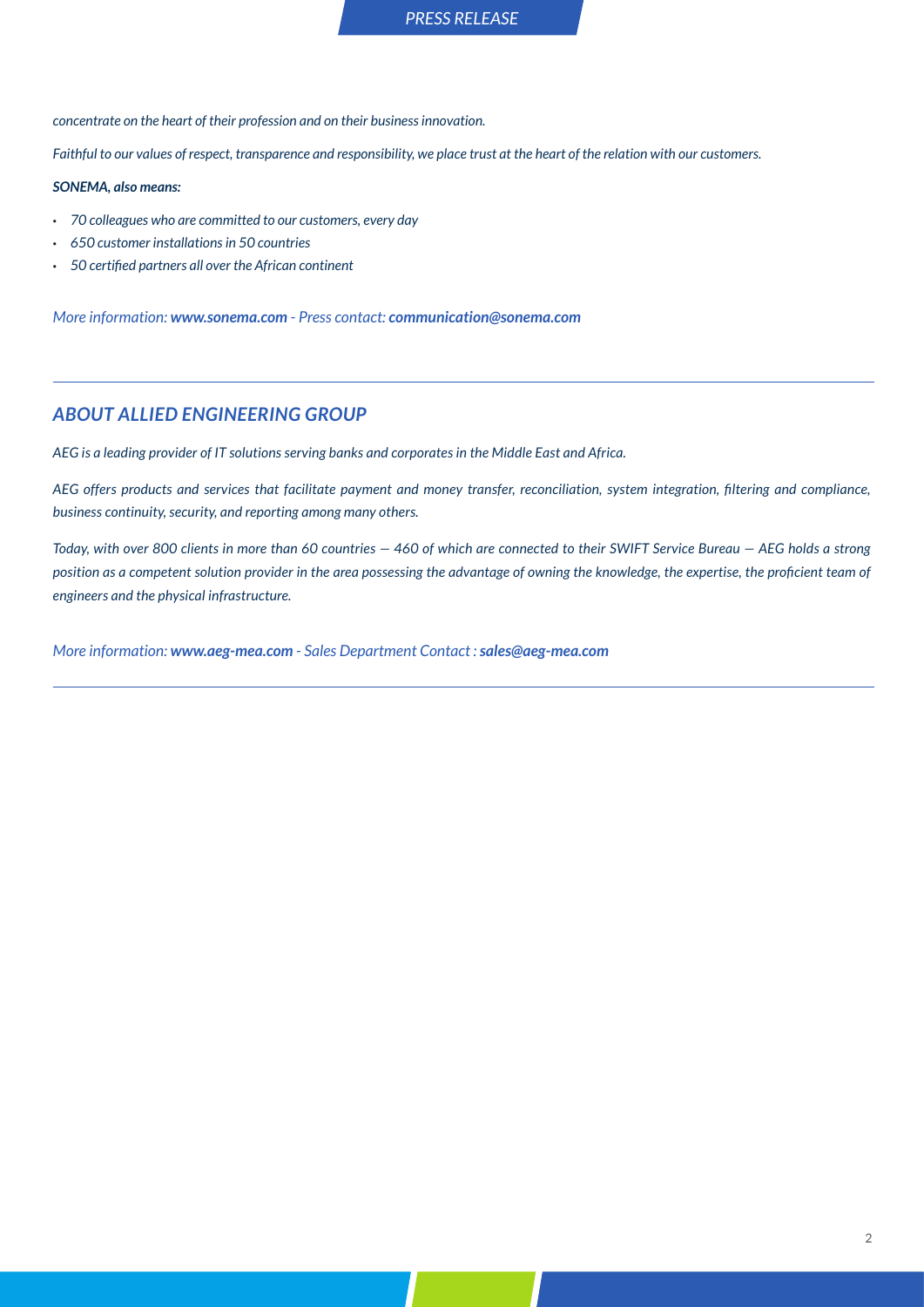*concentrate on the heart of their profession and on their business innovation.*

*Faithful to our values of respect, transparence and responsibility, we place trust at the heart of the relation with our customers.*

***SONEMA, also means:***

- *70 colleagues who are committed to our customers, every day*
- *650 customer installations in 50 countries*
- *50 certified partners all over the African continent*

*More information: **www.sonema.com** - Press contact: **communication@sonema.com***

---

## *ABOUT ALLIED ENGINEERING GROUP*

*AEG is a leading provider of IT solutions serving banks and corporates in the Middle East and Africa.*

*AEG offers products and services that facilitate payment and money transfer, reconciliation, system integration, filtering and compliance, business continuity, security, and reporting among many others.*

*Today, with over 800 clients in more than 60 countries — 460 of which are connected to their SWIFT Service Bureau — AEG holds a strong position as a competent solution provider in the area possessing the advantage of owning the knowledge, the expertise, the proficient team of engineers and the physical infrastructure.*

*More information: **www.aeg-mea.com** - Sales Department Contact : **sales@aeg-mea.com***

---